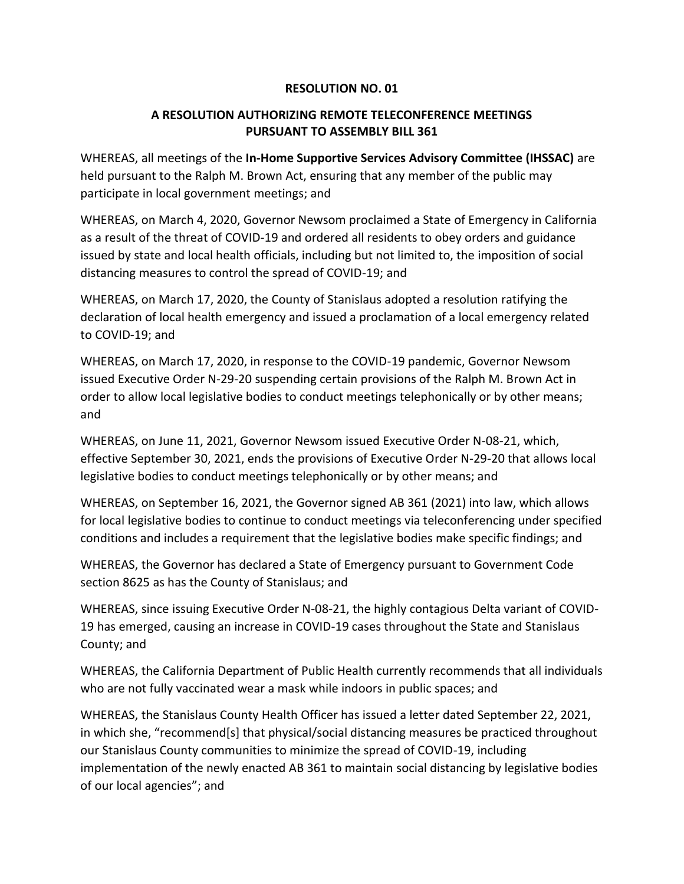**RESOLUTION NO. 01**

**A RESOLUTION AUTHORIZING REMOTE TELECONFERENCE MEETINGS PURSUANT TO ASSEMBLY BILL 361**

WHEREAS, all meetings of the **In-Home Supportive Services Advisory Committee (IHSSAC)** are held pursuant to the Ralph M. Brown Act, ensuring that any member of the public may participate in local government meetings; and

WHEREAS, on March 4, 2020, Governor Newsom proclaimed a State of Emergency in California as a result of the threat of COVID-19 and ordered all residents to obey orders and guidance issued by state and local health officials, including but not limited to, the imposition of social distancing measures to control the spread of COVID-19; and

WHEREAS, on March 17, 2020, the County of Stanislaus adopted a resolution ratifying the declaration of local health emergency and issued a proclamation of a local emergency related to COVID-19; and

WHEREAS, on March 17, 2020, in response to the COVID-19 pandemic, Governor Newsom issued Executive Order N-29-20 suspending certain provisions of the Ralph M. Brown Act in order to allow local legislative bodies to conduct meetings telephonically or by other means; and

WHEREAS, on June 11, 2021, Governor Newsom issued Executive Order N-08-21, which, effective September 30, 2021, ends the provisions of Executive Order N-29-20 that allows local legislative bodies to conduct meetings telephonically or by other means; and

WHEREAS, on September 16, 2021, the Governor signed AB 361 (2021) into law, which allows for local legislative bodies to continue to conduct meetings via teleconferencing under specified conditions and includes a requirement that the legislative bodies make specific findings; and

WHEREAS, the Governor has declared a State of Emergency pursuant to Government Code section 8625 as has the County of Stanislaus; and

WHEREAS, since issuing Executive Order N-08-21, the highly contagious Delta variant of COVID-19 has emerged, causing an increase in COVID-19 cases throughout the State and Stanislaus County; and

WHEREAS, the California Department of Public Health currently recommends that all individuals who are not fully vaccinated wear a mask while indoors in public spaces; and

WHEREAS, the Stanislaus County Health Officer has issued a letter dated September 22, 2021, in which she, "recommend[s] that physical/social distancing measures be practiced throughout our Stanislaus County communities to minimize the spread of COVID-19, including implementation of the newly enacted AB 361 to maintain social distancing by legislative bodies of our local agencies"; and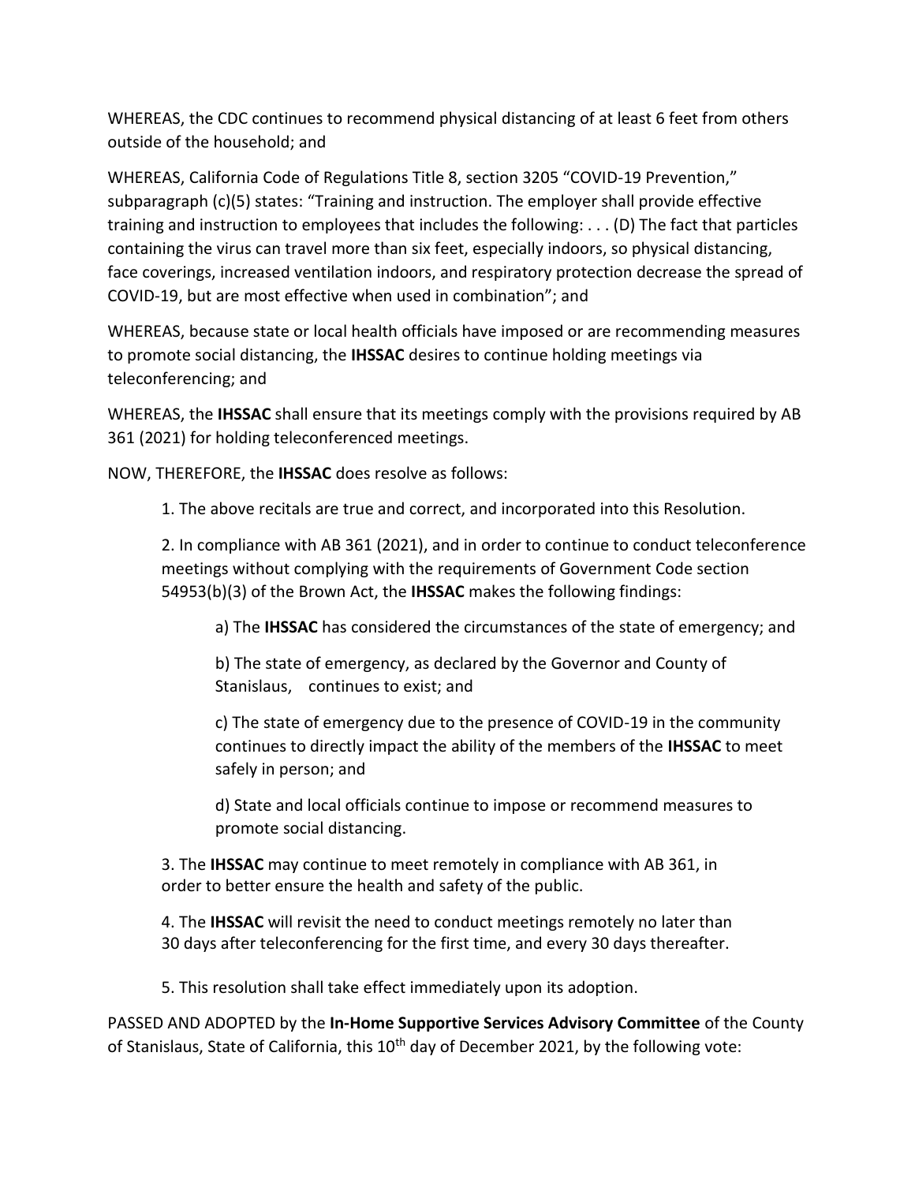WHEREAS, the CDC continues to recommend physical distancing of at least 6 feet from others outside of the household; and

WHEREAS, California Code of Regulations Title 8, section 3205 "COVID-19 Prevention," subparagraph (c)(5) states: "Training and instruction. The employer shall provide effective training and instruction to employees that includes the following: . . . (D) The fact that particles containing the virus can travel more than six feet, especially indoors, so physical distancing, face coverings, increased ventilation indoors, and respiratory protection decrease the spread of COVID-19, but are most effective when used in combination"; and

WHEREAS, because state or local health officials have imposed or are recommending measures to promote social distancing, the **IHSSAC** desires to continue holding meetings via teleconferencing; and

WHEREAS, the **IHSSAC** shall ensure that its meetings comply with the provisions required by AB 361 (2021) for holding teleconferenced meetings.

NOW, THEREFORE, the **IHSSAC** does resolve as follows:

1. The above recitals are true and correct, and incorporated into this Resolution.

2. In compliance with AB 361 (2021), and in order to continue to conduct teleconference meetings without complying with the requirements of Government Code section 54953(b)(3) of the Brown Act, the **IHSSAC** makes the following findings:

   a) The **IHSSAC** has considered the circumstances of the state of emergency; and

   b) The state of emergency, as declared by the Governor and County of Stanislaus, continues to exist; and

   c) The state of emergency due to the presence of COVID-19 in the community continues to directly impact the ability of the members of the **IHSSAC** to meet safely in person; and

   d) State and local officials continue to impose or recommend measures to promote social distancing.

3. The **IHSSAC** may continue to meet remotely in compliance with AB 361, in order to better ensure the health and safety of the public.

4. The **IHSSAC** will revisit the need to conduct meetings remotely no later than 30 days after teleconferencing for the first time, and every 30 days thereafter.

5. This resolution shall take effect immediately upon its adoption.

PASSED AND ADOPTED by the **In-Home Supportive Services Advisory Committee** of the County of Stanislaus, State of California, this 10th day of December 2021, by the following vote: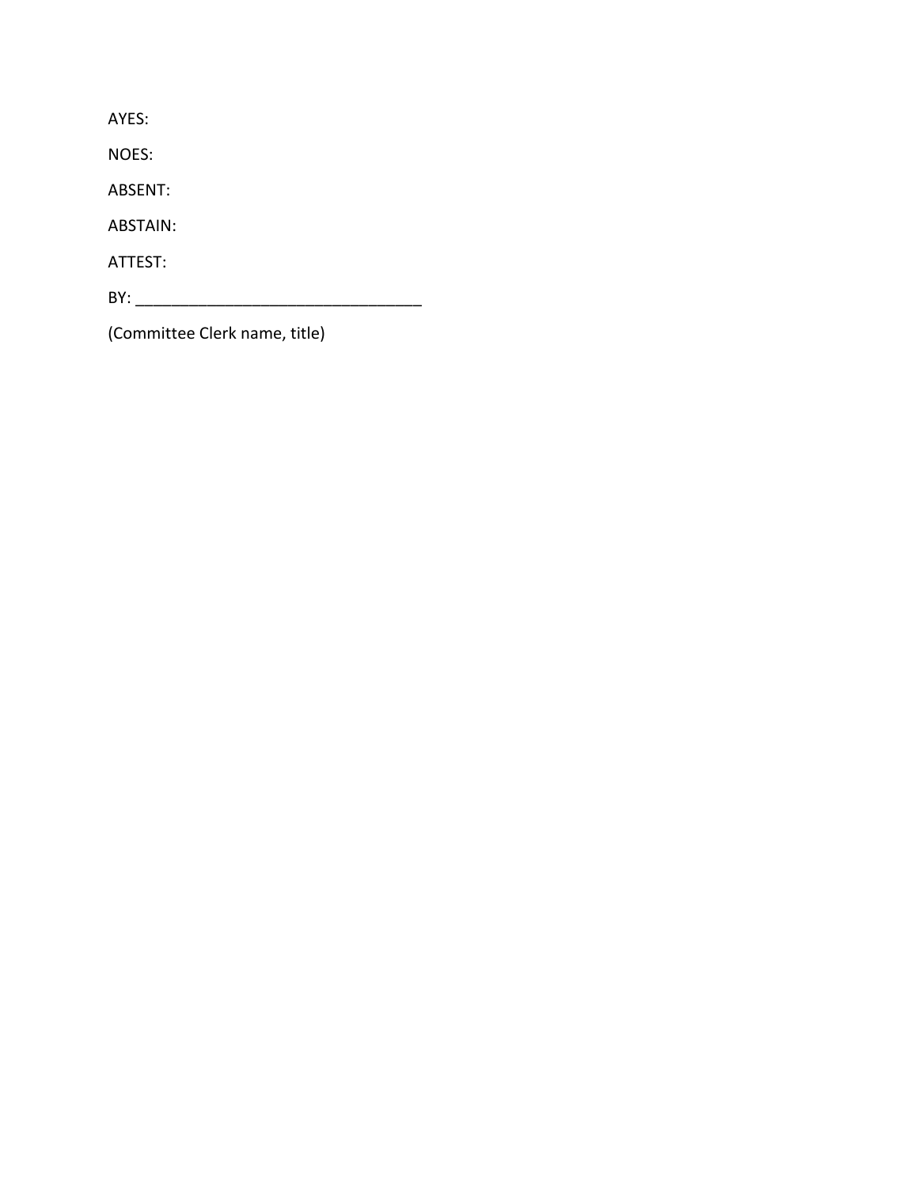AYES:

NOES:

ABSENT:

ABSTAIN:

ATTEST:

BY: ________________________________

(Committee Clerk name, title)